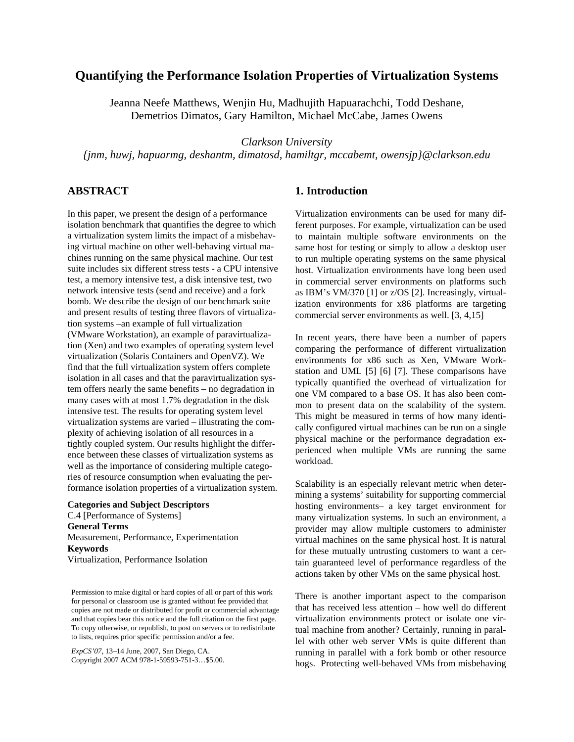# Quantifying the Performance Isolation Properties of Virtualization Systems

Jeanna Neefe Matthews, Wenjin Hu, Madhujith Hapuarachchi, Todd Deshane, Demetrios Dimatos, Gary Hamilton, Michael McCabe, James Owens

*Clarkson University*

*{jnm, huwj, hapuarmg, deshantm, dimatosd, hamiltgr, mccabemt, owensjp}@clarkson.edu*

## ABSTRACT

In this paper, we present the design of a performance isolation benchmark that quantifies the degree to which a virtualization system limits the impact of a misbehaving virtual machine on other well-behaving virtual machines running on the same physical machine. Our test suite includes six different stress tests - a CPU intensive test, a memory intensive test, a disk intensive test, two network intensive tests (send and receive) and a fork bomb. We describe the design of our benchmark suite and present results of testing three flavors of virtualization systems –an example of full virtualization (VMware Workstation), an example of paravirtualization (Xen) and two examples of operating system level virtualization (Solaris Containers and OpenVZ). We find that the full virtualization system offers complete isolation in all cases and that the paravirtualization system offers nearly the same benefits – no degradation in many cases with at most 1.7% degradation in the disk intensive test. The results for operating system level virtualization systems are varied – illustrating the complexity of achieving isolation of all resources in a tightly coupled system. Our results highlight the difference between these classes of virtualization systems as well as the importance of considering multiple categories of resource consumption when evaluating the performance isolation properties of a virtualization system.

**Categories and Subject Descriptors**
C.4 [Performance of Systems]
**General Terms**
Measurement, Performance, Experimentation
**Keywords**
Virtualization, Performance Isolation

Permission to make digital or hard copies of all or part of this work for personal or classroom use is granted without fee provided that copies are not made or distributed for profit or commercial advantage and that copies bear this notice and the full citation on the first page. To copy otherwise, or republish, to post on servers or to redistribute to lists, requires prior specific permission and/or a fee.

*ExpCS'07*, 13–14 June, 2007, San Diego, CA.
Copyright 2007 ACM 978-1-59593-751-3…$5.00.

## 1. Introduction

Virtualization environments can be used for many different purposes. For example, virtualization can be used to maintain multiple software environments on the same host for testing or simply to allow a desktop user to run multiple operating systems on the same physical host. Virtualization environments have long been used in commercial server environments on platforms such as IBM's VM/370 [1] or z/OS [2]. Increasingly, virtualization environments for x86 platforms are targeting commercial server environments as well. [3, 4,15]

In recent years, there have been a number of papers comparing the performance of different virtualization environments for x86 such as Xen, VMware Workstation and UML [5] [6] [7]. These comparisons have typically quantified the overhead of virtualization for one VM compared to a base OS. It has also been common to present data on the scalability of the system. This might be measured in terms of how many identically configured virtual machines can be run on a single physical machine or the performance degradation experienced when multiple VMs are running the same workload.

Scalability is an especially relevant metric when determining a systems' suitability for supporting commercial hosting environments– a key target environment for many virtualization systems. In such an environment, a provider may allow multiple customers to administer virtual machines on the same physical host. It is natural for these mutually untrusting customers to want a certain guaranteed level of performance regardless of the actions taken by other VMs on the same physical host.

There is another important aspect to the comparison that has received less attention – how well do different virtualization environments protect or isolate one virtual machine from another? Certainly, running in parallel with other web server VMs is quite different than running in parallel with a fork bomb or other resource hogs. Protecting well-behaved VMs from misbehaving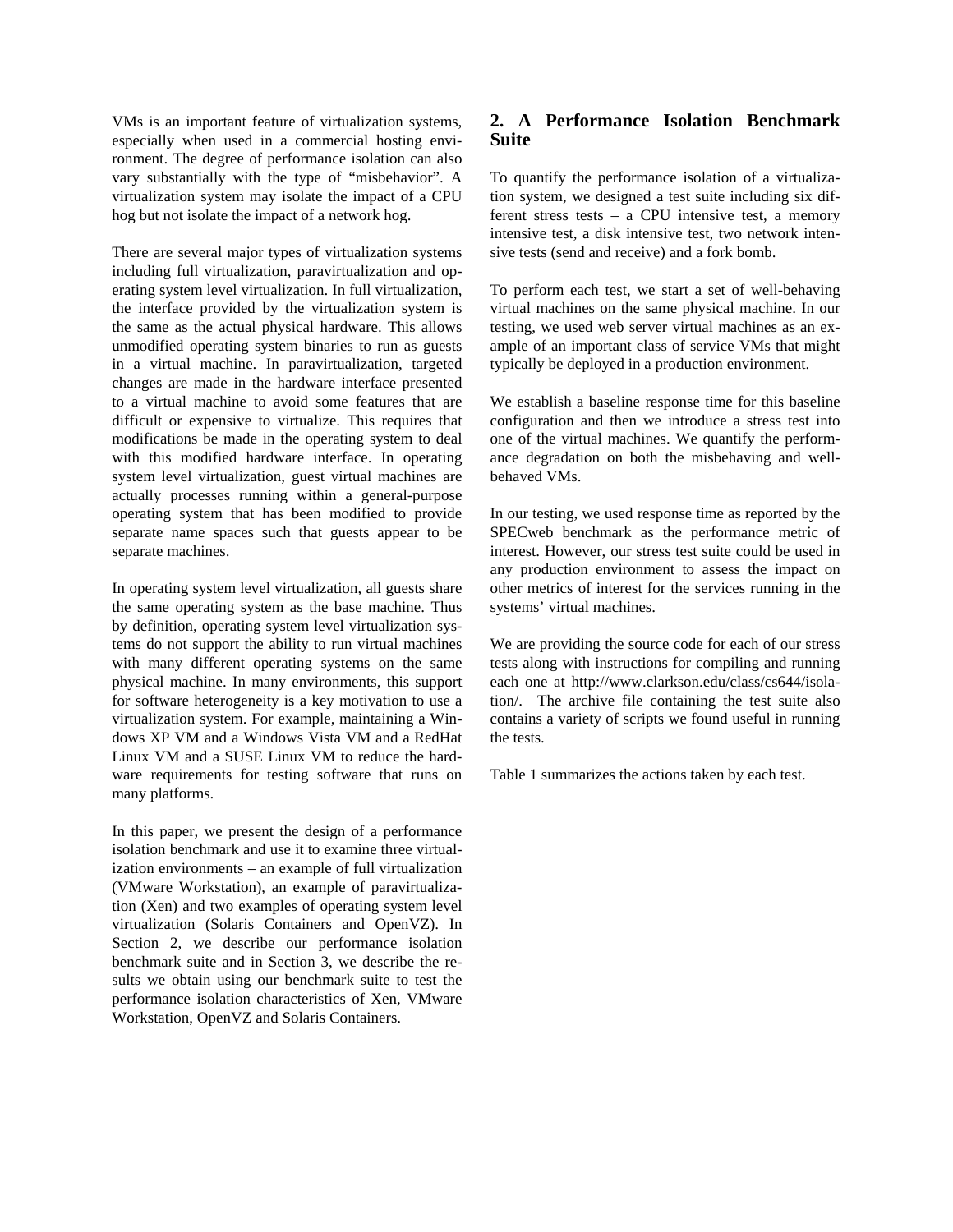VMs is an important feature of virtualization systems, especially when used in a commercial hosting environment. The degree of performance isolation can also vary substantially with the type of "misbehavior". A virtualization system may isolate the impact of a CPU hog but not isolate the impact of a network hog.

There are several major types of virtualization systems including full virtualization, paravirtualization and operating system level virtualization. In full virtualization, the interface provided by the virtualization system is the same as the actual physical hardware. This allows unmodified operating system binaries to run as guests in a virtual machine. In paravirtualization, targeted changes are made in the hardware interface presented to a virtual machine to avoid some features that are difficult or expensive to virtualize. This requires that modifications be made in the operating system to deal with this modified hardware interface. In operating system level virtualization, guest virtual machines are actually processes running within a general-purpose operating system that has been modified to provide separate name spaces such that guests appear to be separate machines.

In operating system level virtualization, all guests share the same operating system as the base machine. Thus by definition, operating system level virtualization systems do not support the ability to run virtual machines with many different operating systems on the same physical machine. In many environments, this support for software heterogeneity is a key motivation to use a virtualization system. For example, maintaining a Windows XP VM and a Windows Vista VM and a RedHat Linux VM and a SUSE Linux VM to reduce the hardware requirements for testing software that runs on many platforms.

In this paper, we present the design of a performance isolation benchmark and use it to examine three virtualization environments – an example of full virtualization (VMware Workstation), an example of paravirtualization (Xen) and two examples of operating system level virtualization (Solaris Containers and OpenVZ). In Section 2, we describe our performance isolation benchmark suite and in Section 3, we describe the results we obtain using our benchmark suite to test the performance isolation characteristics of Xen, VMware Workstation, OpenVZ and Solaris Containers.

## 2. A Performance Isolation Benchmark Suite

To quantify the performance isolation of a virtualization system, we designed a test suite including six different stress tests – a CPU intensive test, a memory intensive test, a disk intensive test, two network intensive tests (send and receive) and a fork bomb.

To perform each test, we start a set of well-behaving virtual machines on the same physical machine. In our testing, we used web server virtual machines as an example of an important class of service VMs that might typically be deployed in a production environment.

We establish a baseline response time for this baseline configuration and then we introduce a stress test into one of the virtual machines. We quantify the performance degradation on both the misbehaving and well-behaved VMs.

In our testing, we used response time as reported by the SPECweb benchmark as the performance metric of interest. However, our stress test suite could be used in any production environment to assess the impact on other metrics of interest for the services running in the systems' virtual machines.

We are providing the source code for each of our stress tests along with instructions for compiling and running each one at http://www.clarkson.edu/class/cs644/isolation/. The archive file containing the test suite also contains a variety of scripts we found useful in running the tests.

Table 1 summarizes the actions taken by each test.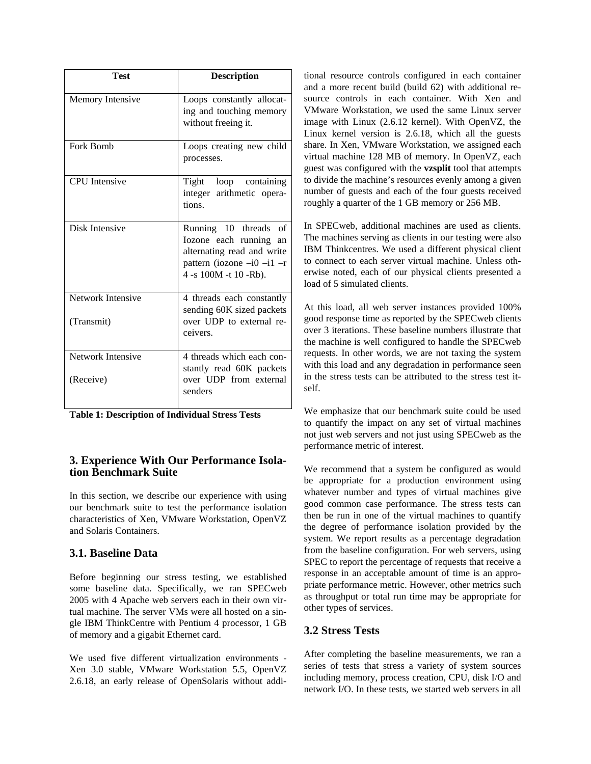| Test | Description |
| --- | --- |
| Memory Intensive | Loops constantly allocating and touching memory without freeing it. |
| Fork Bomb | Loops creating new child processes. |
| CPU Intensive | Tight loop containing integer arithmetic operations. |
| Disk Intensive | Running 10 threads of Iozone each running an alternating read and write pattern (iozone –i0 –i1 –r 4 -s 100M -t 10 -Rb). |
| Network Intensive (Transmit) | 4 threads each constantly sending 60K sized packets over UDP to external receivers. |
| Network Intensive (Receive) | 4 threads which each constantly read 60K packets over UDP from external senders |

**Table 1: Description of Individual Stress Tests**

## 3. Experience With Our Performance Isolation Benchmark Suite

In this section, we describe our experience with using our benchmark suite to test the performance isolation characteristics of Xen, VMware Workstation, OpenVZ and Solaris Containers.

### 3.1. Baseline Data

Before beginning our stress testing, we established some baseline data. Specifically, we ran SPECweb 2005 with 4 Apache web servers each in their own virtual machine. The server VMs were all hosted on a single IBM ThinkCentre with Pentium 4 processor, 1 GB of memory and a gigabit Ethernet card.

We used five different virtualization environments - Xen 3.0 stable, VMware Workstation 5.5, OpenVZ 2.6.18, an early release of OpenSolaris without additional resource controls configured in each container and a more recent build (build 62) with additional resource controls in each container. With Xen and VMware Workstation, we used the same Linux server image with Linux (2.6.12 kernel). With OpenVZ, the Linux kernel version is 2.6.18, which all the guests share. In Xen, VMware Workstation, we assigned each virtual machine 128 MB of memory. In OpenVZ, each guest was configured with the **vzsplit** tool that attempts to divide the machine's resources evenly among a given number of guests and each of the four guests received roughly a quarter of the 1 GB memory or 256 MB.

In SPECweb, additional machines are used as clients. The machines serving as clients in our testing were also IBM Thinkcentres. We used a different physical client to connect to each server virtual machine. Unless otherwise noted, each of our physical clients presented a load of 5 simulated clients.

At this load, all web server instances provided 100% good response time as reported by the SPECweb clients over 3 iterations. These baseline numbers illustrate that the machine is well configured to handle the SPECweb requests. In other words, we are not taxing the system with this load and any degradation in performance seen in the stress tests can be attributed to the stress test itself.

We emphasize that our benchmark suite could be used to quantify the impact on any set of virtual machines not just web servers and not just using SPECweb as the performance metric of interest.

We recommend that a system be configured as would be appropriate for a production environment using whatever number and types of virtual machines give good common case performance. The stress tests can then be run in one of the virtual machines to quantify the degree of performance isolation provided by the system. We report results as a percentage degradation from the baseline configuration. For web servers, using SPEC to report the percentage of requests that receive a response in an acceptable amount of time is an appropriate performance metric. However, other metrics such as throughput or total run time may be appropriate for other types of services.

### 3.2 Stress Tests

After completing the baseline measurements, we ran a series of tests that stress a variety of system sources including memory, process creation, CPU, disk I/O and network I/O. In these tests, we started web servers in all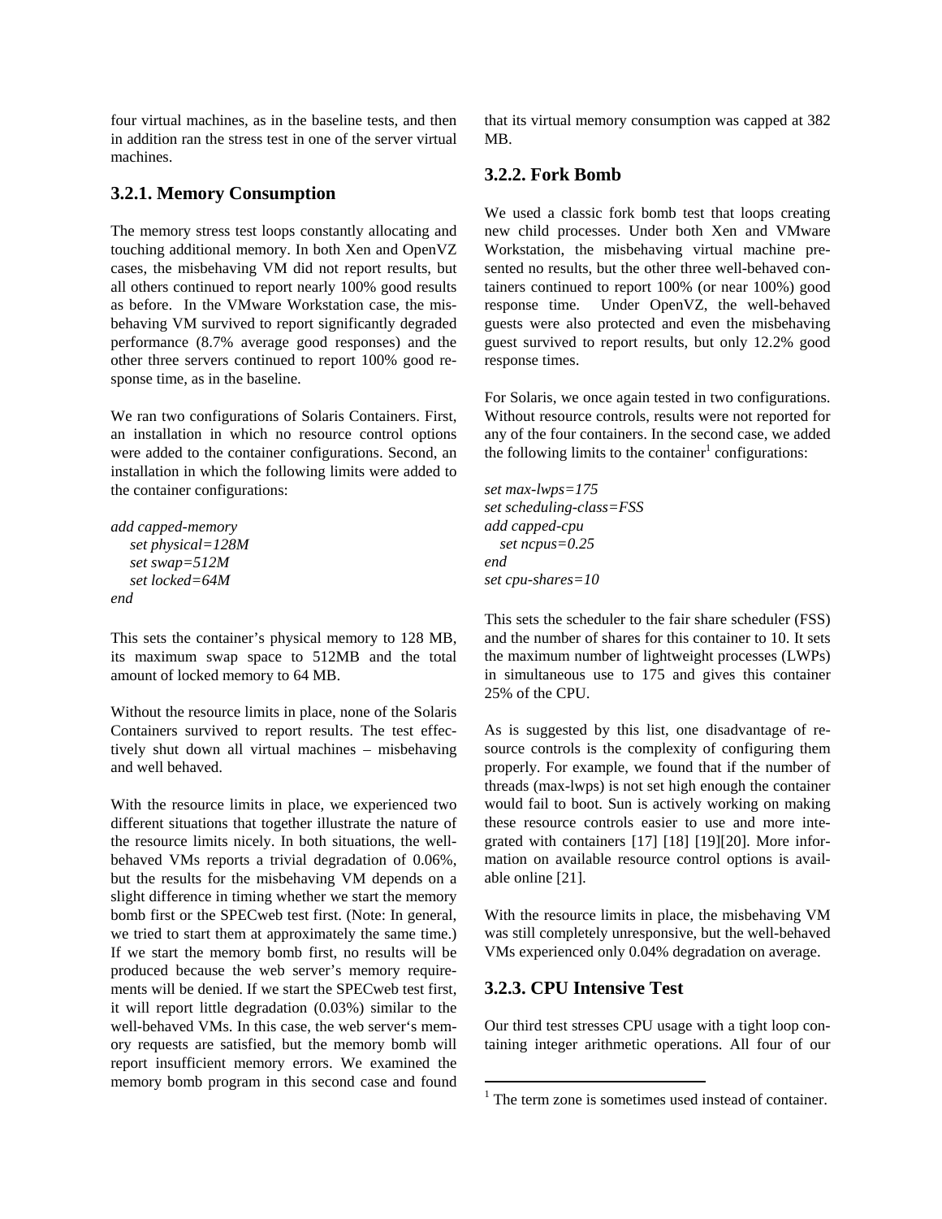four virtual machines, as in the baseline tests, and then in addition ran the stress test in one of the server virtual machines.

### 3.2.1. Memory Consumption

The memory stress test loops constantly allocating and touching additional memory. In both Xen and OpenVZ cases, the misbehaving VM did not report results, but all others continued to report nearly 100% good results as before. In the VMware Workstation case, the misbehaving VM survived to report significantly degraded performance (8.7% average good responses) and the other three servers continued to report 100% good response time, as in the baseline.

We ran two configurations of Solaris Containers. First, an installation in which no resource control options were added to the container configurations. Second, an installation in which the following limits were added to the container configurations:

*add capped-memory*
&nbsp;&nbsp;&nbsp;&nbsp;*set physical=128M*
&nbsp;&nbsp;&nbsp;&nbsp;*set swap=512M*
&nbsp;&nbsp;&nbsp;&nbsp;*set locked=64M*
*end*

This sets the container's physical memory to 128 MB, its maximum swap space to 512MB and the total amount of locked memory to 64 MB.

Without the resource limits in place, none of the Solaris Containers survived to report results. The test effectively shut down all virtual machines – misbehaving and well behaved.

With the resource limits in place, we experienced two different situations that together illustrate the nature of the resource limits nicely. In both situations, the well-behaved VMs reports a trivial degradation of 0.06%, but the results for the misbehaving VM depends on a slight difference in timing whether we start the memory bomb first or the SPECweb test first. (Note: In general, we tried to start them at approximately the same time.) If we start the memory bomb first, no results will be produced because the web server's memory requirements will be denied. If we start the SPECweb test first, it will report little degradation (0.03%) similar to the well-behaved VMs. In this case, the web server's memory requests are satisfied, but the memory bomb will report insufficient memory errors. We examined the memory bomb program in this second case and found that its virtual memory consumption was capped at 382 MB.

### 3.2.2. Fork Bomb

We used a classic fork bomb test that loops creating new child processes. Under both Xen and VMware Workstation, the misbehaving virtual machine presented no results, but the other three well-behaved containers continued to report 100% (or near 100%) good response time. Under OpenVZ, the well-behaved guests were also protected and even the misbehaving guest survived to report results, but only 12.2% good response times.

For Solaris, we once again tested in two configurations. Without resource controls, results were not reported for any of the four containers. In the second case, we added the following limits to the container[1] configurations:

*set max-lwps=175*
*set scheduling-class=FSS*
*add capped-cpu*
&nbsp;&nbsp;&nbsp;&nbsp;*set ncpus=0.25*
*end*
*set cpu-shares=10*

This sets the scheduler to the fair share scheduler (FSS) and the number of shares for this container to 10. It sets the maximum number of lightweight processes (LWPs) in simultaneous use to 175 and gives this container 25% of the CPU.

As is suggested by this list, one disadvantage of resource controls is the complexity of configuring them properly. For example, we found that if the number of threads (max-lwps) is not set high enough the container would fail to boot. Sun is actively working on making these resource controls easier to use and more integrated with containers [17] [18] [19][20]. More information on available resource control options is available online [21].

With the resource limits in place, the misbehaving VM was still completely unresponsive, but the well-behaved VMs experienced only 0.04% degradation on average.

### 3.2.3. CPU Intensive Test

Our third test stresses CPU usage with a tight loop containing integer arithmetic operations. All four of our

[1] The term zone is sometimes used instead of container.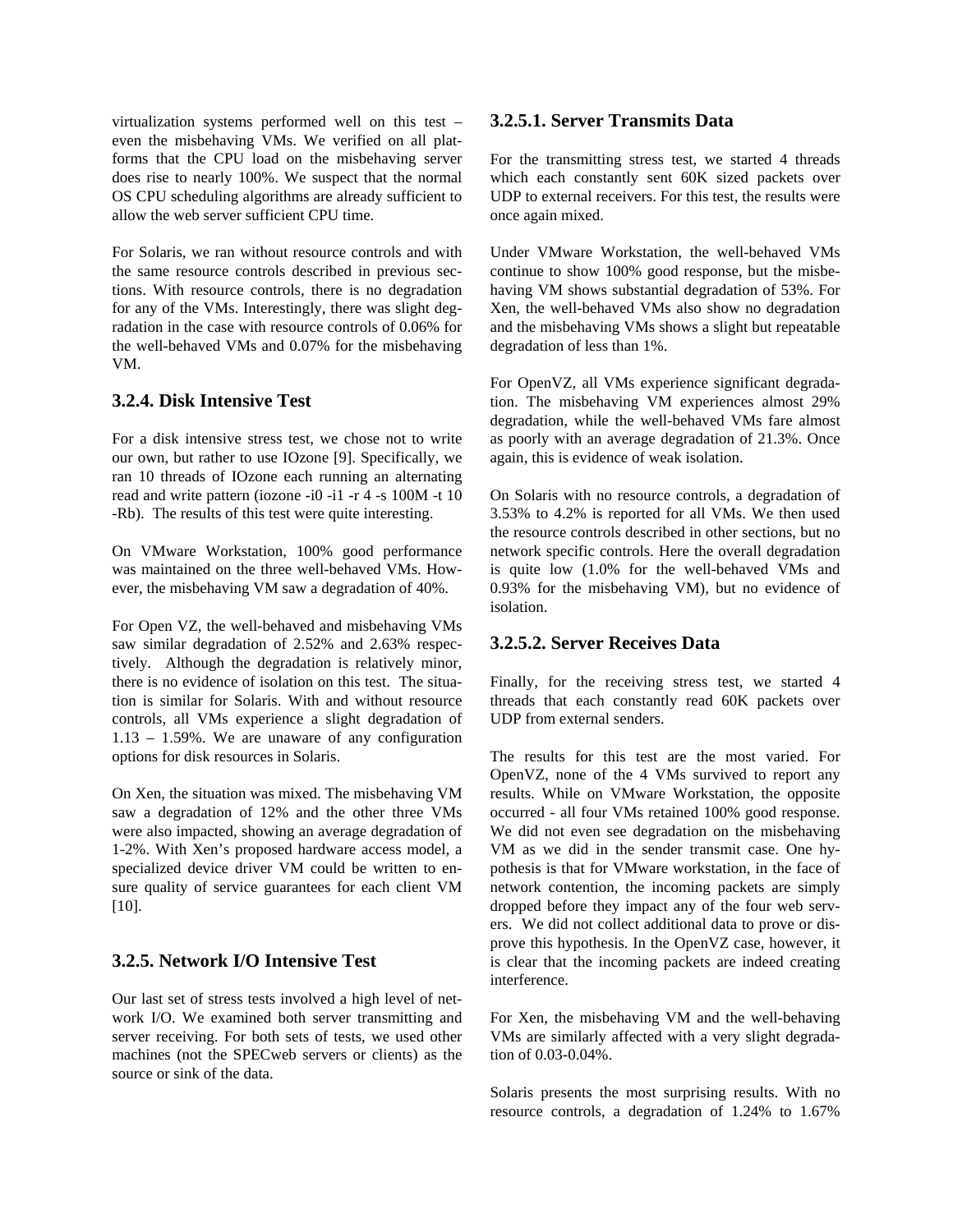virtualization systems performed well on this test – even the misbehaving VMs. We verified on all platforms that the CPU load on the misbehaving server does rise to nearly 100%. We suspect that the normal OS CPU scheduling algorithms are already sufficient to allow the web server sufficient CPU time.

For Solaris, we ran without resource controls and with the same resource controls described in previous sections. With resource controls, there is no degradation for any of the VMs. Interestingly, there was slight degradation in the case with resource controls of 0.06% for the well-behaved VMs and 0.07% for the misbehaving VM.

### 3.2.4. Disk Intensive Test

For a disk intensive stress test, we chose not to write our own, but rather to use IOzone [9]. Specifically, we ran 10 threads of IOzone each running an alternating read and write pattern (iozone -i0 -i1 -r 4 -s 100M -t 10 -Rb). The results of this test were quite interesting.

On VMware Workstation, 100% good performance was maintained on the three well-behaved VMs. However, the misbehaving VM saw a degradation of 40%.

For Open VZ, the well-behaved and misbehaving VMs saw similar degradation of 2.52% and 2.63% respectively. Although the degradation is relatively minor, there is no evidence of isolation on this test. The situation is similar for Solaris. With and without resource controls, all VMs experience a slight degradation of 1.13 – 1.59%. We are unaware of any configuration options for disk resources in Solaris.

On Xen, the situation was mixed. The misbehaving VM saw a degradation of 12% and the other three VMs were also impacted, showing an average degradation of 1-2%. With Xen's proposed hardware access model, a specialized device driver VM could be written to ensure quality of service guarantees for each client VM [10].

### 3.2.5. Network I/O Intensive Test

Our last set of stress tests involved a high level of network I/O. We examined both server transmitting and server receiving. For both sets of tests, we used other machines (not the SPECweb servers or clients) as the source or sink of the data.

#### 3.2.5.1. Server Transmits Data

For the transmitting stress test, we started 4 threads which each constantly sent 60K sized packets over UDP to external receivers. For this test, the results were once again mixed.

Under VMware Workstation, the well-behaved VMs continue to show 100% good response, but the misbehaving VM shows substantial degradation of 53%. For Xen, the well-behaved VMs also show no degradation and the misbehaving VM shows a slight but repeatable degradation of less than 1%.

For OpenVZ, all VMs experience significant degradation. The misbehaving VM experiences almost 29% degradation, while the well-behaved VMs fare almost as poorly with an average degradation of 21.3%. Once again, this is evidence of weak isolation.

On Solaris with no resource controls, a degradation of 3.53% to 4.2% is reported for all VMs. We then used the resource controls described in other sections, but no network specific controls. Here the overall degradation is quite low (1.0% for the well-behaved VMs and 0.93% for the misbehaving VM), but no evidence of isolation.

#### 3.2.5.2. Server Receives Data

Finally, for the receiving stress test, we started 4 threads that each constantly read 60K packets over UDP from external senders.

The results for this test are the most varied. For OpenVZ, none of the 4 VMs survived to report any results. While on VMware Workstation, the opposite occurred - all four VMs retained 100% good response. We did not even see degradation on the misbehaving VM as we did in the sender transmit case. One hypothesis is that for VMware workstation, in the face of network contention, the incoming packets are simply dropped before they impact any of the four web servers. We did not collect additional data to prove or disprove this hypothesis. In the OpenVZ case, however, it is clear that the incoming packets are indeed creating interference.

For Xen, the misbehaving VM and the well-behaving VMs are similarly affected with a very slight degradation of 0.03-0.04%.

Solaris presents the most surprising results. With no resource controls, a degradation of 1.24% to 1.67%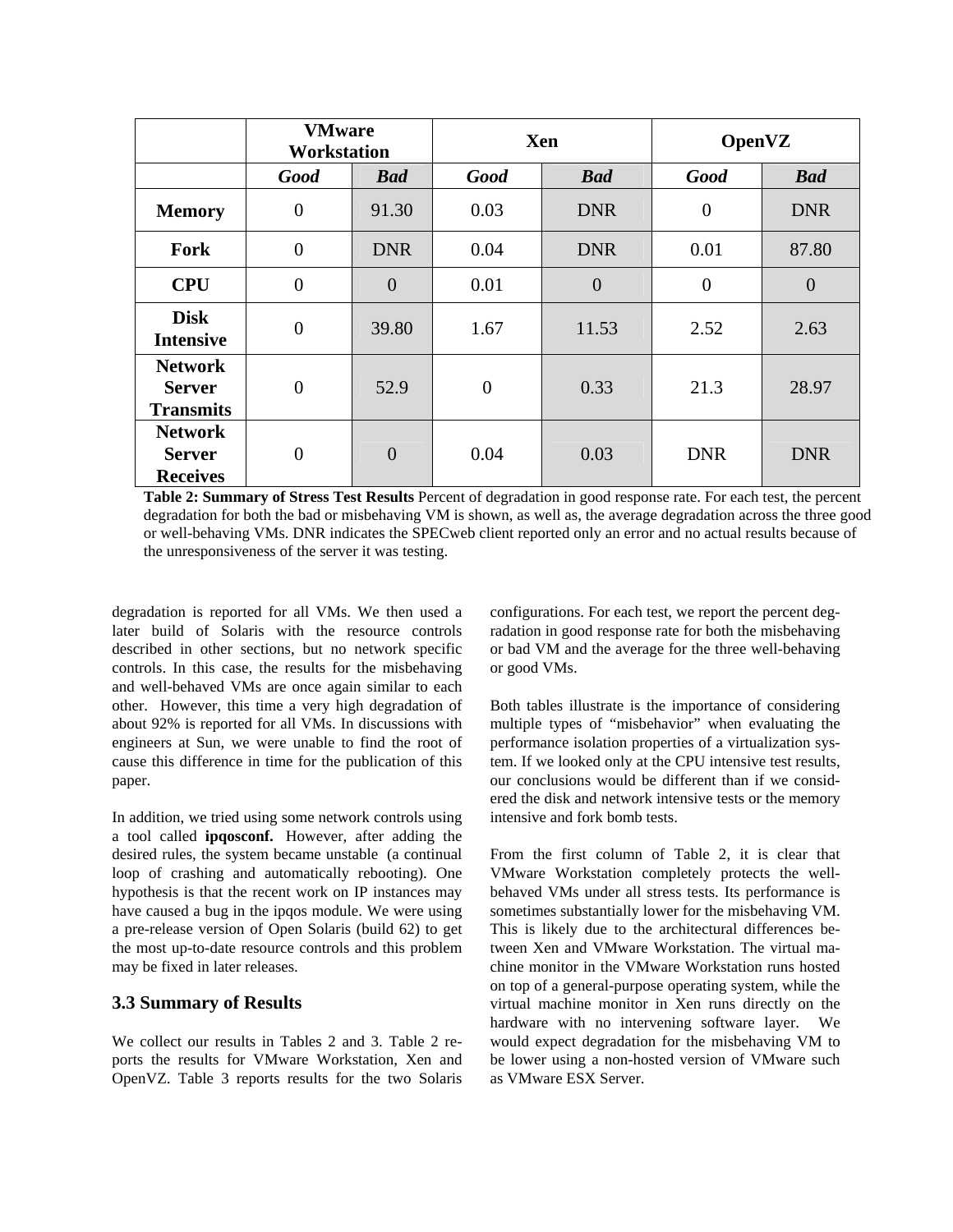| | VMware Workstation | | Xen | | OpenVZ | |
|---|---|---|---|---|---|---|
| | ***Good*** | ***Bad*** | ***Good*** | ***Bad*** | ***Good*** | ***Bad*** |
| **Memory** | 0 | 91.30 | 0.03 | DNR | 0 | DNR |
| **Fork** | 0 | DNR | 0.04 | DNR | 0.01 | 87.80 |
| **CPU** | 0 | 0 | 0.01 | 0 | 0 | 0 |
| **Disk Intensive** | 0 | 39.80 | 1.67 | 11.53 | 2.52 | 2.63 |
| **Network Server Transmits** | 0 | 52.9 | 0 | 0.33 | 21.3 | 28.97 |
| **Network Server Receives** | 0 | 0 | 0.04 | 0.03 | DNR | DNR |

**Table 2: Summary of Stress Test Results** Percent of degradation in good response rate. For each test, the percent degradation for both the bad or misbehaving VM is shown, as well as, the average degradation across the three good or well-behaving VMs. DNR indicates the SPECweb client reported only an error and no actual results because of the unresponsiveness of the server it was testing.

degradation is reported for all VMs. We then used a later build of Solaris with the resource controls described in other sections, but no network specific controls. In this case, the results for the misbehaving and well-behaved VMs are once again similar to each other. However, this time a very high degradation of about 92% is reported for all VMs. In discussions with engineers at Sun, we were unable to find the root of cause this difference in time for the publication of this paper.

In addition, we tried using some network controls using a tool called **ipqosconf.** However, after adding the desired rules, the system became unstable (a continual loop of crashing and automatically rebooting). One hypothesis is that the recent work on IP instances may have caused a bug in the ipqos module. We were using a pre-release version of Open Solaris (build 62) to get the most up-to-date resource controls and this problem may be fixed in later releases.

### 3.3 Summary of Results

We collect our results in Tables 2 and 3. Table 2 reports the results for VMware Workstation, Xen and OpenVZ. Table 3 reports results for the two Solaris configurations. For each test, we report the percent degradation in good response rate for both the misbehaving or bad VM and the average for the three well-behaving or good VMs.

Both tables illustrate is the importance of considering multiple types of "misbehavior" when evaluating the performance isolation properties of a virtualization system. If we looked only at the CPU intensive test results, our conclusions would be different than if we considered the disk and network intensive tests or the memory intensive and fork bomb tests.

From the first column of Table 2, it is clear that VMware Workstation completely protects the well-behaved VMs under all stress tests. Its performance is sometimes substantially lower for the misbehaving VM. This is likely due to the architectural differences between Xen and VMware Workstation. The virtual machine monitor in the VMware Workstation runs hosted on top of a general-purpose operating system, while the virtual machine monitor in Xen runs directly on the hardware with no intervening software layer. We would expect degradation for the misbehaving VM to be lower using a non-hosted version of VMware such as VMware ESX Server.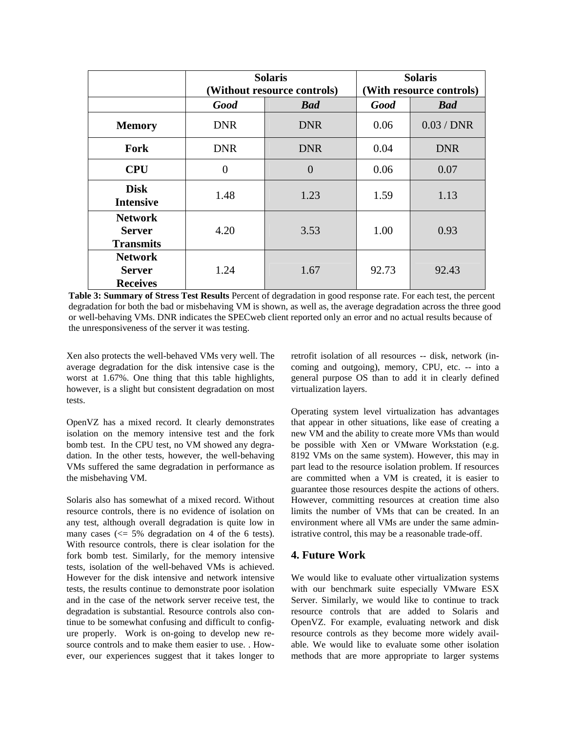| | Solaris (Without resource controls) | | Solaris (With resource controls) | |
|---|---|---|---|---|
| | ***Good*** | ***Bad*** | ***Good*** | ***Bad*** |
| **Memory** | DNR | DNR | 0.06 | 0.03 / DNR |
| **Fork** | DNR | DNR | 0.04 | DNR |
| **CPU** | 0 | 0 | 0.06 | 0.07 |
| **Disk Intensive** | 1.48 | 1.23 | 1.59 | 1.13 |
| **Network Server Transmits** | 4.20 | 3.53 | 1.00 | 0.93 |
| **Network Server Receives** | 1.24 | 1.67 | 92.73 | 92.43 |

**Table 3: Summary of Stress Test Results** Percent of degradation in good response rate. For each test, the percent degradation for both the bad or misbehaving VM is shown, as well as, the average degradation across the three good or well-behaving VMs. DNR indicates the SPECweb client reported only an error and no actual results because of the unresponsiveness of the server it was testing.

Xen also protects the well-behaved VMs very well. The average degradation for the disk intensive case is the worst at 1.67%. One thing that this table highlights, however, is a slight but consistent degradation on most tests.

OpenVZ has a mixed record. It clearly demonstrates isolation on the memory intensive test and the fork bomb test. In the CPU test, no VM showed any degradation. In the other tests, however, the well-behaving VMs suffered the same degradation in performance as the misbehaving VM.

Solaris also has somewhat of a mixed record. Without resource controls, there is no evidence of isolation on any test, although overall degradation is quite low in many cases (<= 5% degradation on 4 of the 6 tests). With resource controls, there is clear isolation for the fork bomb test. Similarly, for the memory intensive tests, isolation of the well-behaved VMs is achieved. However for the disk intensive and network intensive tests, the results continue to demonstrate poor isolation and in the case of the network server receive test, the degradation is substantial. Resource controls also continue to be somewhat confusing and difficult to configure properly. Work is on-going to develop new resource controls and to make them easier to use. . However, our experiences suggest that it takes longer to retrofit isolation of all resources -- disk, network (incoming and outgoing), memory, CPU, etc. -- into a general purpose OS than to add it in clearly defined virtualization layers.

Operating system level virtualization has advantages that appear in other situations, like ease of creating a new VM and the ability to create more VMs than would be possible with Xen or VMware Workstation (e.g. 8192 VMs on the same system). However, this may in part lead to the resource isolation problem. If resources are committed when a VM is created, it is easier to guarantee those resources despite the actions of others. However, committing resources at creation time also limits the number of VMs that can be created. In an environment where all VMs are under the same administrative control, this may be a reasonable trade-off.

## 4. Future Work

We would like to evaluate other virtualization systems with our benchmark suite especially VMware ESX Server. Similarly, we would like to continue to track resource controls that are added to Solaris and OpenVZ. For example, evaluating network and disk resource controls as they become more widely available. We would like to evaluate some other isolation methods that are more appropriate to larger systems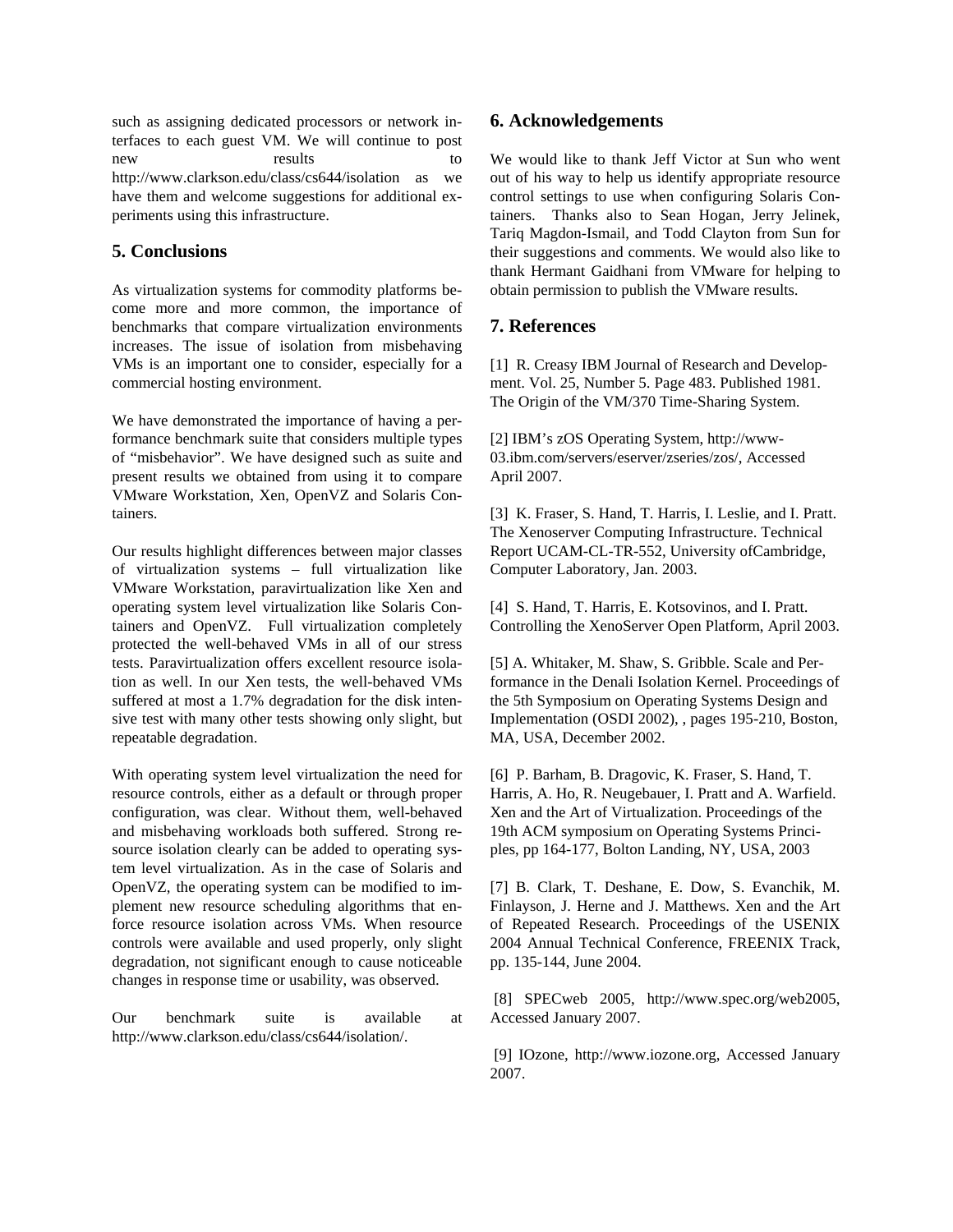such as assigning dedicated processors or network interfaces to each guest VM. We will continue to post new results to http://www.clarkson.edu/class/cs644/isolation as we have them and welcome suggestions for additional experiments using this infrastructure.

## 5. Conclusions

As virtualization systems for commodity platforms become more and more common, the importance of benchmarks that compare virtualization environments increases. The issue of isolation from misbehaving VMs is an important one to consider, especially for a commercial hosting environment.

We have demonstrated the importance of having a performance benchmark suite that considers multiple types of "misbehavior". We have designed such as suite and present results we obtained from using it to compare VMware Workstation, Xen, OpenVZ and Solaris Containers.

Our results highlight differences between major classes of virtualization systems – full virtualization like VMware Workstation, paravirtualization like Xen and operating system level virtualization like Solaris Containers and OpenVZ. Full virtualization completely protected the well-behaved VMs in all of our stress tests. Paravirtualization offers excellent resource isolation as well. In our Xen tests, the well-behaved VMs suffered at most a 1.7% degradation for the disk intensive test with many other tests showing only slight, but repeatable degradation.

With operating system level virtualization the need for resource controls, either as a default or through proper configuration, was clear. Without them, well-behaved and misbehaving workloads both suffered. Strong resource isolation clearly can be added to operating system level virtualization. As in the case of Solaris and OpenVZ, the operating system can be modified to implement new resource scheduling algorithms that enforce resource isolation across VMs. When resource controls were available and used properly, only slight degradation, not significant enough to cause noticeable changes in response time or usability, was observed.

Our benchmark suite is available at http://www.clarkson.edu/class/cs644/isolation/.

## 6. Acknowledgements

We would like to thank Jeff Victor at Sun who went out of his way to help us identify appropriate resource control settings to use when configuring Solaris Containers. Thanks also to Sean Hogan, Jerry Jelinek, Tariq Magdon-Ismail, and Todd Clayton from Sun for their suggestions and comments. We would also like to thank Hermant Gaidhani from VMware for helping to obtain permission to publish the VMware results.

## 7. References

[1] R. Creasy IBM Journal of Research and Development. Vol. 25, Number 5. Page 483. Published 1981. The Origin of the VM/370 Time-Sharing System.

[2] IBM's zOS Operating System, http://www-03.ibm.com/servers/eserver/zseries/zos/, Accessed April 2007.

[3] K. Fraser, S. Hand, T. Harris, I. Leslie, and I. Pratt. The Xenoserver Computing Infrastructure. Technical Report UCAM-CL-TR-552, University ofCambridge, Computer Laboratory, Jan. 2003.

[4] S. Hand, T. Harris, E. Kotsovinos, and I. Pratt. Controlling the XenoServer Open Platform, April 2003.

[5] A. Whitaker, M. Shaw, S. Gribble. Scale and Performance in the Denali Isolation Kernel. Proceedings of the 5th Symposium on Operating Systems Design and Implementation (OSDI 2002), , pages 195-210, Boston, MA, USA, December 2002.

[6] P. Barham, B. Dragovic, K. Fraser, S. Hand, T. Harris, A. Ho, R. Neugebauer, I. Pratt and A. Warfield. Xen and the Art of Virtualization. Proceedings of the 19th ACM symposium on Operating Systems Principles, pp 164-177, Bolton Landing, NY, USA, 2003

[7] B. Clark, T. Deshane, E. Dow, S. Evanchik, M. Finlayson, J. Herne and J. Matthews. Xen and the Art of Repeated Research. Proceedings of the USENIX 2004 Annual Technical Conference, FREENIX Track, pp. 135-144, June 2004.

[8] SPECweb 2005, http://www.spec.org/web2005, Accessed January 2007.

[9] IOzone, http://www.iozone.org, Accessed January 2007.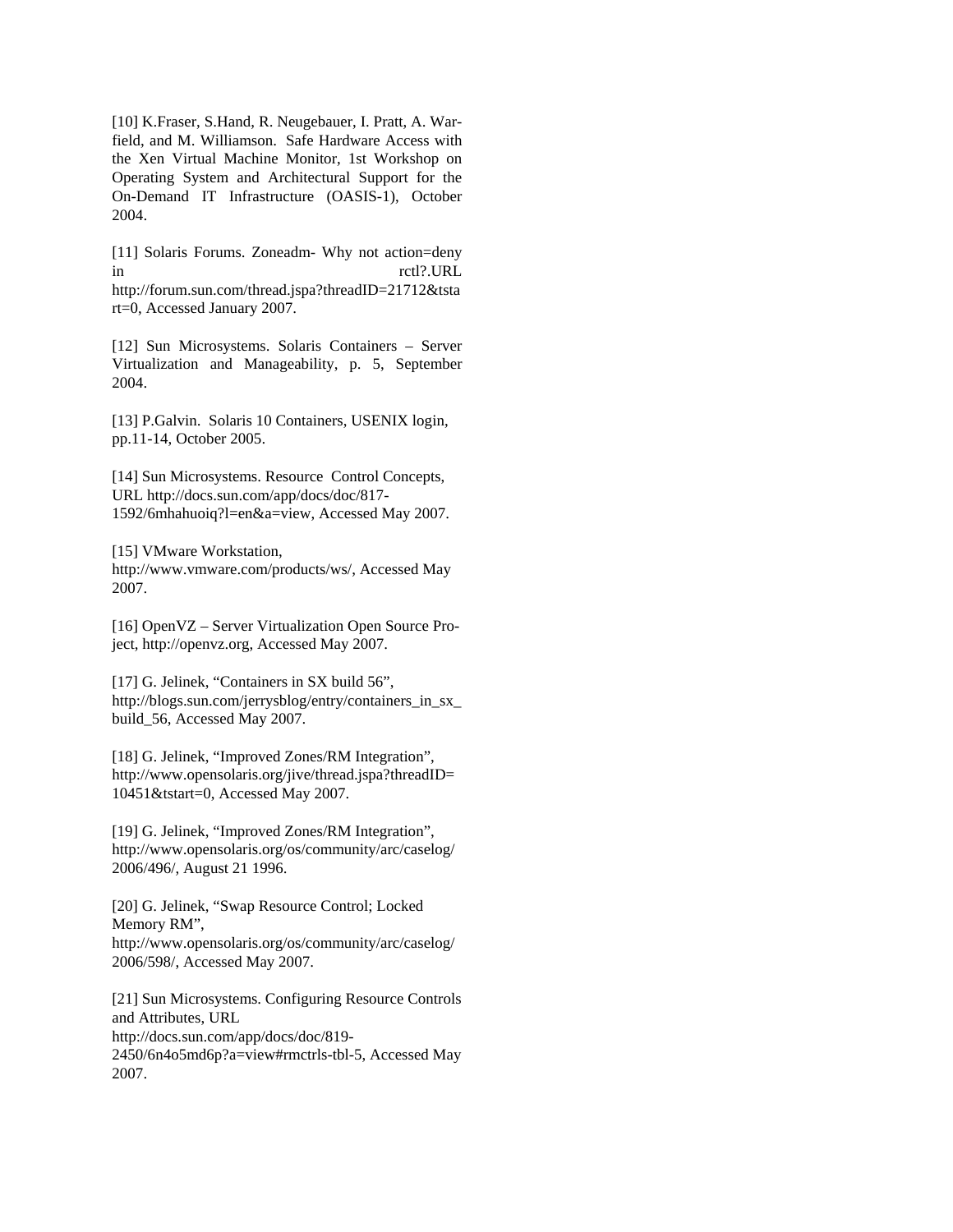[10] K.Fraser, S.Hand, R. Neugebauer, I. Pratt, A. Warfield, and M. Williamson. Safe Hardware Access with the Xen Virtual Machine Monitor, 1st Workshop on Operating System and Architectural Support for the On-Demand IT Infrastructure (OASIS-1), October 2004.

[11] Solaris Forums. Zoneadm- Why not action=deny in rctl?.URL http://forum.sun.com/thread.jspa?threadID=21712&tstart=0, Accessed January 2007.

[12] Sun Microsystems. Solaris Containers – Server Virtualization and Manageability, p. 5, September 2004.

[13] P.Galvin. Solaris 10 Containers, USENIX login, pp.11-14, October 2005.

[14] Sun Microsystems. Resource Control Concepts, URL http://docs.sun.com/app/docs/doc/817-1592/6mhahuoiq?l=en&a=view, Accessed May 2007.

[15] VMware Workstation, http://www.vmware.com/products/ws/, Accessed May 2007.

[16] OpenVZ – Server Virtualization Open Source Project, http://openvz.org, Accessed May 2007.

[17] G. Jelinek, "Containers in SX build 56", http://blogs.sun.com/jerrysblog/entry/containers_in_sx_build_56, Accessed May 2007.

[18] G. Jelinek, "Improved Zones/RM Integration", http://www.opensolaris.org/jive/thread.jspa?threadID=10451&tstart=0, Accessed May 2007.

[19] G. Jelinek, "Improved Zones/RM Integration", http://www.opensolaris.org/os/community/arc/caselog/2006/496/, August 21 1996.

[20] G. Jelinek, "Swap Resource Control; Locked Memory RM", http://www.opensolaris.org/os/community/arc/caselog/2006/598/, Accessed May 2007.

[21] Sun Microsystems. Configuring Resource Controls and Attributes, URL http://docs.sun.com/app/docs/doc/819-2450/6n4o5md6p?a=view#rmctrls-tbl-5, Accessed May 2007.